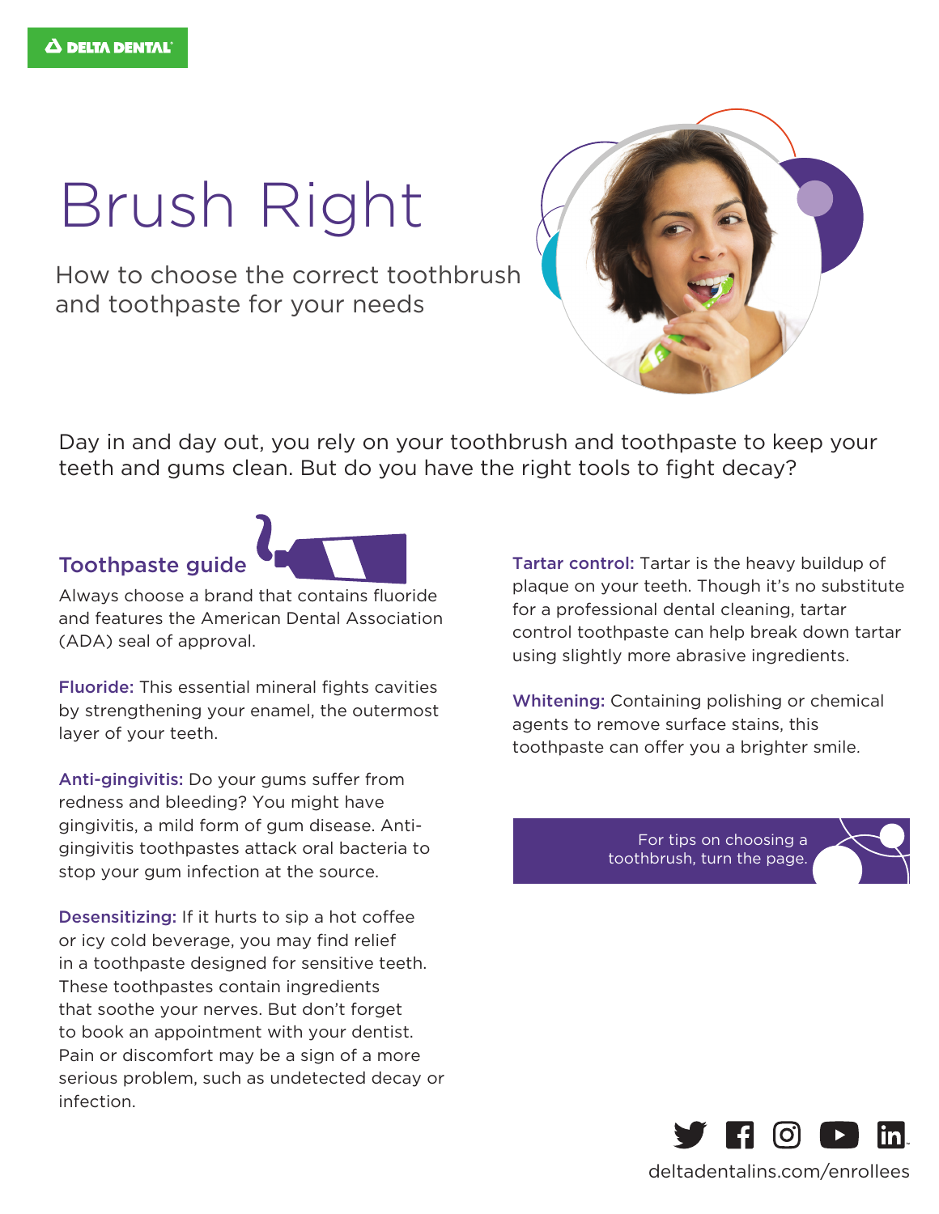DELTA DENTAL

# Brush Right

How to choose the correct toothbrush and toothpaste for your needs

Day in and day out, you rely on your toothbrush and toothpaste to keep your teeth and gums clean. But do you have the right tools to fight decay?

## Toothpaste guide

Always choose a brand that contains fluoride and features the American Dental Association (ADA) seal of approval.

**Fluoride:** This essential mineral fights cavities by strengthening your enamel, the outermost layer of your teeth.

**Anti-gingivitis:** Do your gums suffer from redness and bleeding? You might have gingivitis, a mild form of gum disease. Anti-gingivitis toothpastes attack oral bacteria to stop your gum infection at the source.

**Desensitizing:** If it hurts to sip a hot coffee or icy cold beverage, you may find relief in a toothpaste designed for sensitive teeth. These toothpastes contain ingredients that soothe your nerves. But don't forget to book an appointment with your dentist. Pain or discomfort may be a sign of a more serious problem, such as undetected decay or infection.

**Tartar control:** Tartar is the heavy buildup of plaque on your teeth. Though it's no substitute for a professional dental cleaning, tartar control toothpaste can help break down tartar using slightly more abrasive ingredients.

**Whitening:** Containing polishing or chemical agents to remove surface stains, this toothpaste can offer you a brighter smile.

For tips on choosing a toothbrush, turn the page.

deltadentalins.com/enrollees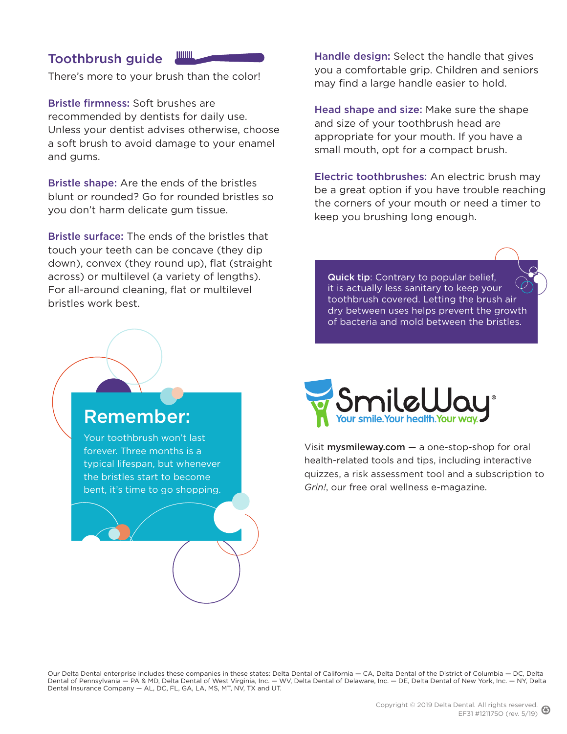## Toothbrush guide

There's more to your brush than the color!

**Bristle firmness:** Soft brushes are recommended by dentists for daily use. Unless your dentist advises otherwise, choose a soft brush to avoid damage to your enamel and gums.

**Bristle shape:** Are the ends of the bristles blunt or rounded? Go for rounded bristles so you don't harm delicate gum tissue.

**Bristle surface:** The ends of the bristles that touch your teeth can be concave (they dip down), convex (they round up), flat (straight across) or multilevel (a variety of lengths). For all-around cleaning, flat or multilevel bristles work best.

**Handle design:** Select the handle that gives you a comfortable grip. Children and seniors may find a large handle easier to hold.

**Head shape and size:** Make sure the shape and size of your toothbrush head are appropriate for your mouth. If you have a small mouth, opt for a compact brush.

**Electric toothbrushes:** An electric brush may be a great option if you have trouble reaching the corners of your mouth or need a timer to keep you brushing long enough.

**Quick tip**: Contrary to popular belief, it is actually less sanitary to keep your toothbrush covered. Letting the brush air dry between uses helps prevent the growth of bacteria and mold between the bristles.

## Remember:

Your toothbrush won't last forever. Three months is a typical lifespan, but whenever the bristles start to become bent, it's time to go shopping.

SmileWay®
Your smile. Your health. Your way.

Visit **mysmileway.com** — a one-stop-shop for oral health-related tools and tips, including interactive quizzes, a risk assessment tool and a subscription to *Grin!*, our free oral wellness e-magazine.

Our Delta Dental enterprise includes these companies in these states: Delta Dental of California — CA, Delta Dental of the District of Columbia — DC, Delta Dental of Pennsylvania — PA & MD, Delta Dental of West Virginia, Inc. — WV, Delta Dental of Delaware, Inc. — DE, Delta Dental of New York, Inc. — NY, Delta Dental Insurance Company — AL, DC, FL, GA, LA, MS, MT, NV, TX and UT.

Copyright © 2019 Delta Dental. All rights reserved.
EF31 #1211750 (rev. 5/19)